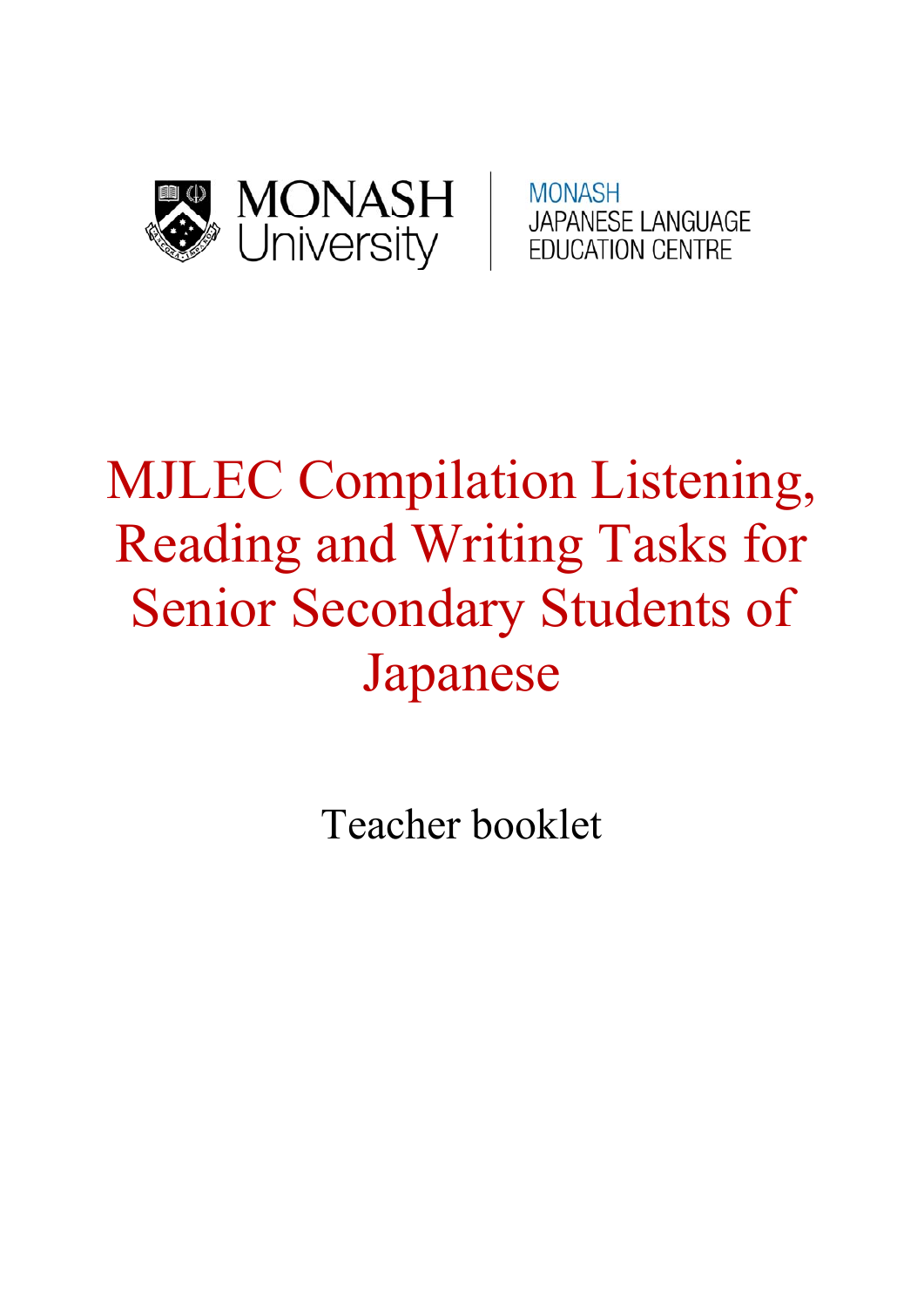MONASH University

MONASH JAPANESE LANGUAGE EDUCATION CENTRE

# MJLEC Compilation Listening, Reading and Writing Tasks for Senior Secondary Students of Japanese

Teacher booklet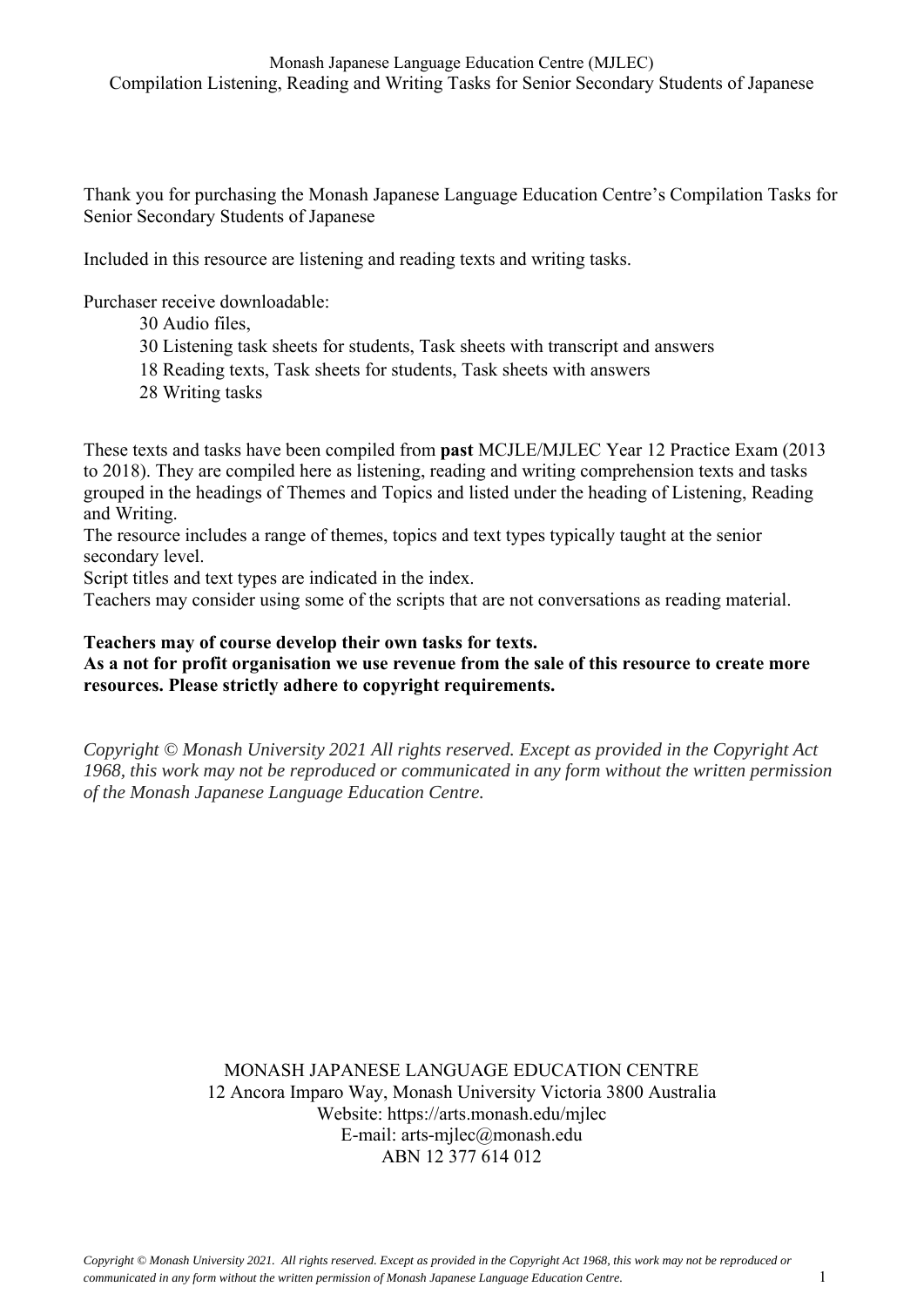Thank you for purchasing the Monash Japanese Language Education Centre's Compilation Tasks for Senior Secondary Students of Japanese

Included in this resource are listening and reading texts and writing tasks.

Purchaser receive downloadable:

- 30 Audio files,
- 30 Listening task sheets for students, Task sheets with transcript and answers
- 18 Reading texts, Task sheets for students, Task sheets with answers
- 28 Writing tasks

These texts and tasks have been compiled from **past** MCJLE/MJLEC Year 12 Practice Exam (2013 to 2018). They are compiled here as listening, reading and writing comprehension texts and tasks grouped in the headings of Themes and Topics and listed under the heading of Listening, Reading and Writing.

The resource includes a range of themes, topics and text types typically taught at the senior secondary level.

Script titles and text types are indicated in the index.

Teachers may consider using some of the scripts that are not conversations as reading material.

**Teachers may of course develop their own tasks for texts.**
**As a not for profit organisation we use revenue from the sale of this resource to create more resources. Please strictly adhere to copyright requirements.**

*Copyright © Monash University 2021 All rights reserved. Except as provided in the Copyright Act 1968, this work may not be reproduced or communicated in any form without the written permission of the Monash Japanese Language Education Centre.*

MONASH JAPANESE LANGUAGE EDUCATION CENTRE
12 Ancora Imparo Way, Monash University Victoria 3800 Australia
Website: https://arts.monash.edu/mjlec
E-mail: arts-mjlec@monash.edu
ABN 12 377 614 012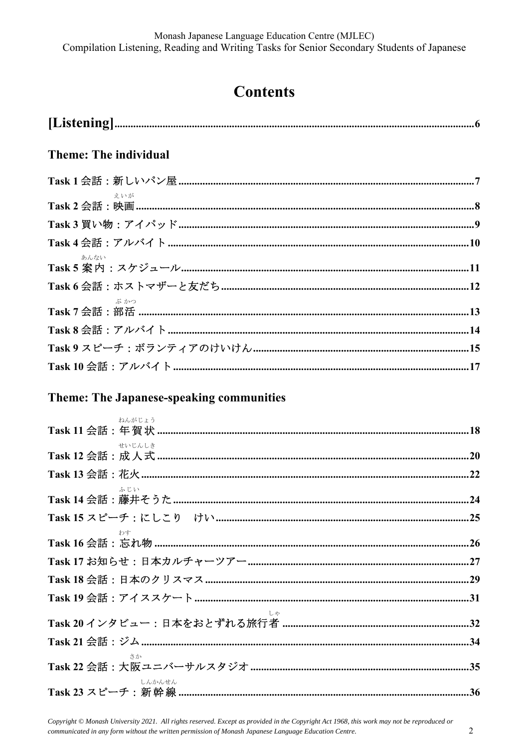# Contents

**[Listening]** ........ 6

## Theme: The individual

**Task 1 会話：新しいパン屋** ........ 7

**Task 2 会話：映画(えいが)** ........ 8

**Task 3 買い物：アイパッド** ........ 9

**Task 4 会話：アルバイト** ........ 10

**Task 5 案内(あんない)：スケジュール** ........ 11

**Task 6 会話：ホストマザーと友だち** ........ 12

**Task 7 会話：部活(ぶかつ)** ........ 13

**Task 8 会話：アルバイト** ........ 14

**Task 9 スピーチ：ボランティアのけいけん** ........ 15

**Task 10 会話：アルバイト** ........ 17

## Theme: The Japanese-speaking communities

**Task 11 会話：年賀状(ねんがじょう)** ........ 18

**Task 12 会話：成人式(せいじんしき)** ........ 20

**Task 13 会話：花火** ........ 22

**Task 14 会話：藤井(ふじい)そうた** ........ 24

**Task 15 スピーチ：にしこり　けい** ........ 25

**Task 16 会話：忘(わす)れ物** ........ 26

**Task 17 お知らせ：日本カルチャーツアー** ........ 27

**Task 18 会話：日本のクリスマス** ........ 29

**Task 19 会話：アイススケート** ........ 31

**Task 20 インタビュー：日本をおとずれる旅行者(しゃ)** ........ 32

**Task 21 会話：ジム** ........ 34

**Task 22 会話：大阪(さか)ユニバーサルスタジオ** ........ 35

**Task 23 スピーチ：新幹線(しんかんせん)** ........ 36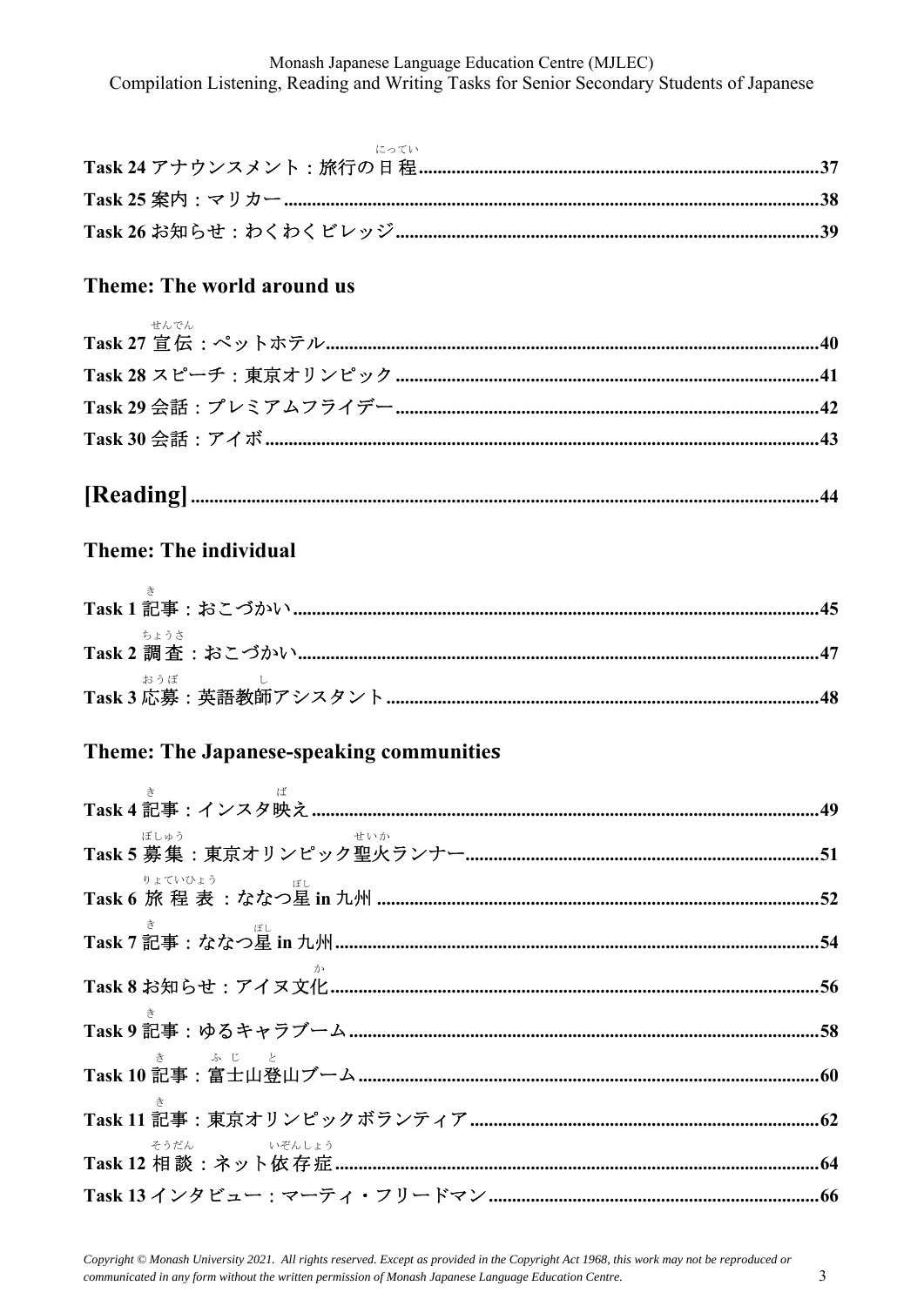**Task 24** アナウンスメント：旅行の日程(にってい) .......... 37
**Task 25** 案内：マリカー .......... 38
**Task 26** お知らせ：わくわくビレッジ .......... 39

## Theme: The world around us

**Task 27** 宣伝(せんでん)：ペットホテル .......... 40
**Task 28** スピーチ：東京オリンピック .......... 41
**Task 29** 会話：プレミアムフライデー .......... 42
**Task 30** 会話：アイボ .......... 43

# [Reading] .......... 44

## Theme: The individual

**Task 1** 記(き)事：おこづかい .......... 45
**Task 2** 調査(ちょうさ)：おこづかい .......... 47
**Task 3** 応募(おうぼ)：英語教師(し)アシスタント .......... 48

## Theme: The Japanese-speaking communities

**Task 4** 記(き)事：インスタ映(ば)え .......... 49
**Task 5** 募集(ぼしゅう)：東京オリンピック聖火(せいか)ランナー .......... 51
**Task 6** 旅程表(りょていひょう)：ななつ星(ぼし) in 九州 .......... 52
**Task 7** 記(き)事：ななつ星(ぼし) in 九州 .......... 54
**Task 8** お知らせ：アイヌ文化(か) .......... 56
**Task 9** 記(き)事：ゆるキャラブーム .......... 58
**Task 10** 記(き)事：富士(ふじ)山登(と)山ブーム .......... 60
**Task 11** 記(き)事：東京オリンピックボランティア .......... 62
**Task 12** 相談(そうだん)：ネット依存症(いぞんしょう) .......... 64
**Task 13** インタビュー：マーティ・フリードマン .......... 66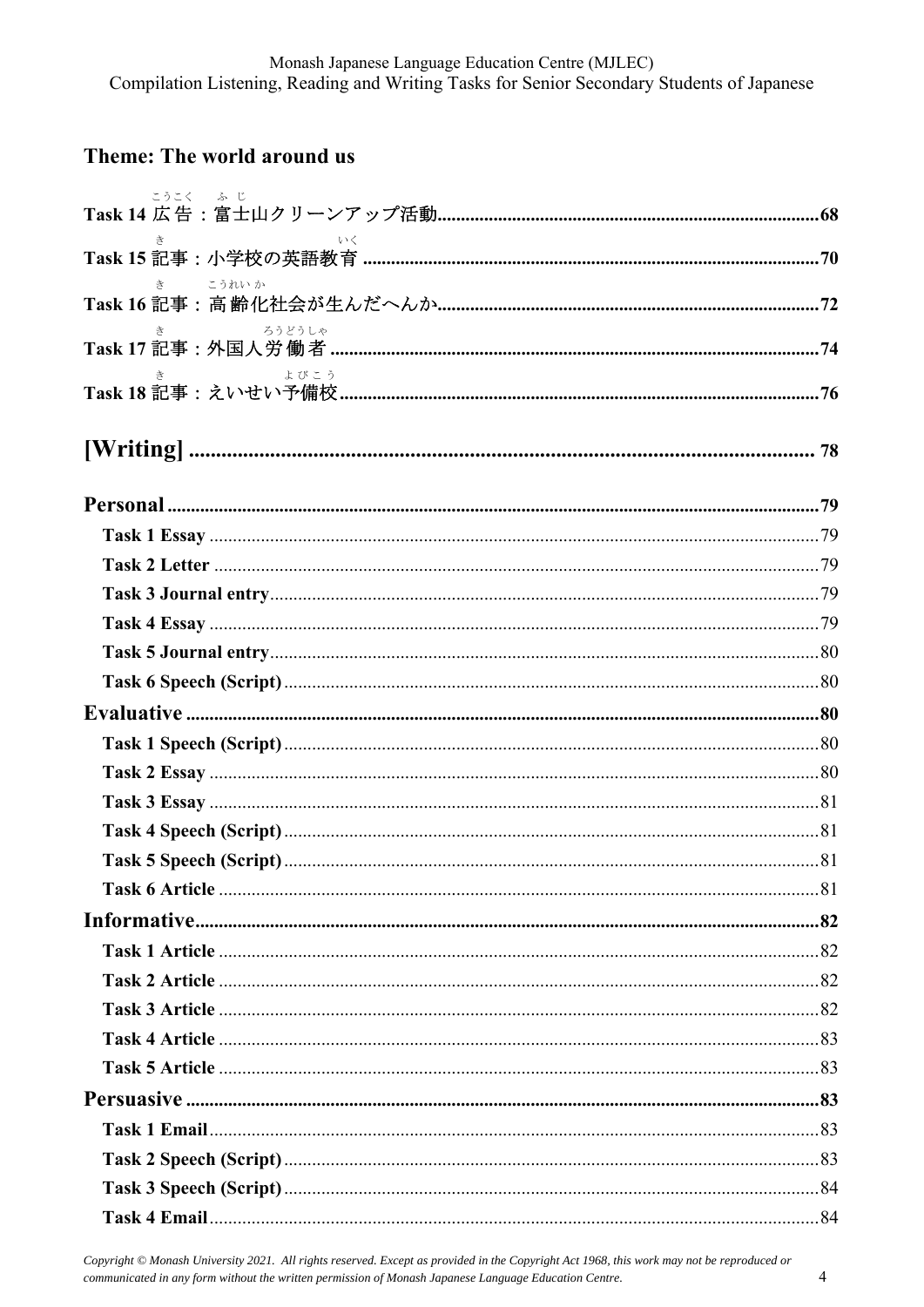## Theme: The world around us

**Task 14 広告（こうこく）：富士山（ふじ）クリーンアップ活動 ................ 68**

**Task 15 記事（き）：小学校の英語教育（いく） ................ 70**

**Task 16 記事（き）：高齢化（こうれいか）社会が生んだへんか ................ 72**

**Task 17 記事（き）：外国人労働者（ろうどうしゃ） ................ 74**

**Task 18 記事（き）：えいせい予備校（よびこう） ................ 76**

# [Writing] ................ 78

## Personal ................ 79

- **Task 1 Essay** ................ 79
- **Task 2 Letter** ................ 79
- **Task 3 Journal entry** ................ 79
- **Task 4 Essay** ................ 79
- **Task 5 Journal entry** ................ 80
- **Task 6 Speech (Script)** ................ 80

## Evaluative ................ 80

- **Task 1 Speech (Script)** ................ 80
- **Task 2 Essay** ................ 80
- **Task 3 Essay** ................ 81
- **Task 4 Speech (Script)** ................ 81
- **Task 5 Speech (Script)** ................ 81
- **Task 6 Article** ................ 81

## Informative ................ 82

- **Task 1 Article** ................ 82
- **Task 2 Article** ................ 82
- **Task 3 Article** ................ 82
- **Task 4 Article** ................ 83
- **Task 5 Article** ................ 83

## Persuasive ................ 83

- **Task 1 Email** ................ 83
- **Task 2 Speech (Script)** ................ 83
- **Task 3 Speech (Script)** ................ 84
- **Task 4 Email** ................ 84

*Copyright © Monash University 2021. All rights reserved. Except as provided in the Copyright Act 1968, this work may not be reproduced or communicated in any form without the written permission of Monash Japanese Language Education Centre.*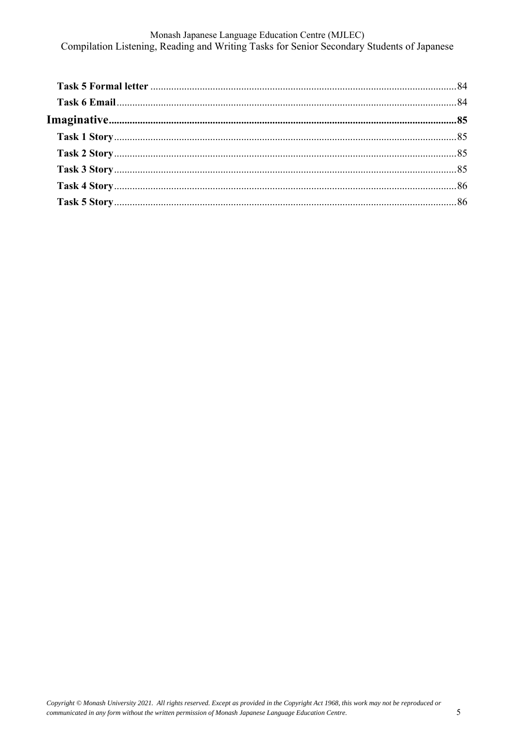**Task 5 Formal letter** ..... 84

**Task 6 Email** ..... 84

**Imaginative** ..... **85**

**Task 1 Story** ..... 85

**Task 2 Story** ..... 85

**Task 3 Story** ..... 85

**Task 4 Story** ..... 86

**Task 5 Story** ..... 86